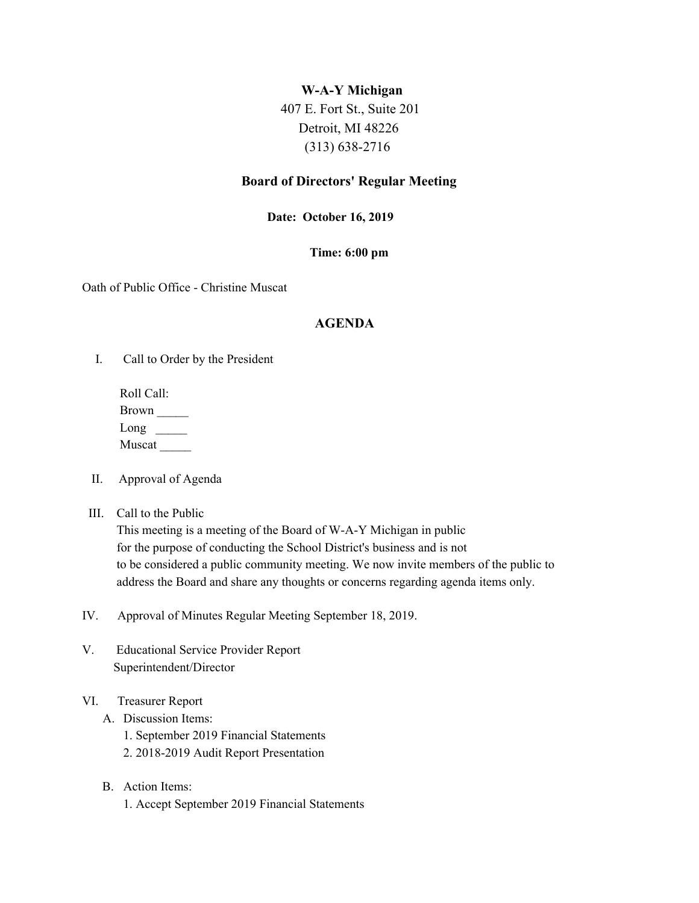**W-A-Y Michigan**

407 E. Fort St., Suite 201

Detroit, MI 48226

(313) 638-2716

**Board of Directors' Regular Meeting**

**Date: October 16, 2019**

**Time: 6:00 pm**

Oath of Public Office - Christine Muscat

## AGENDA

I. Call to Order by the President

Roll Call:
Brown _____
Long _____
Muscat _____

II. Approval of Agenda

III. Call to the Public
This meeting is a meeting of the Board of W-A-Y Michigan in public for the purpose of conducting the School District's business and is not to be considered a public community meeting. We now invite members of the public to address the Board and share any thoughts or concerns regarding agenda items only.

IV. Approval of Minutes Regular Meeting September 18, 2019.

V. Educational Service Provider Report
Superintendent/Director

VI. Treasurer Report

A. Discussion Items:
1. September 2019 Financial Statements
2. 2018-2019 Audit Report Presentation

B. Action Items:
1. Accept September 2019 Financial Statements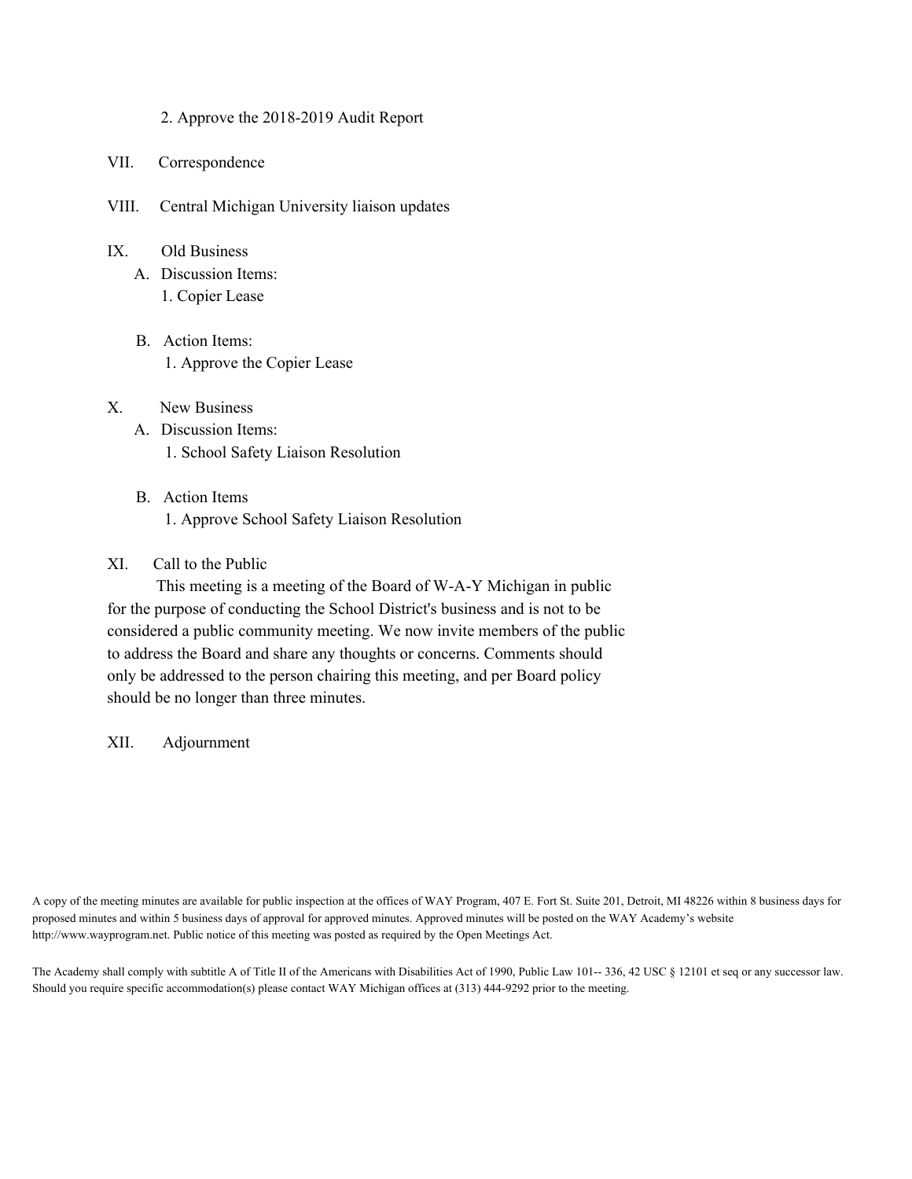2. Approve the 2018-2019 Audit Report

VII. Correspondence

VIII. Central Michigan University liaison updates

IX. Old Business

A. Discussion Items:

1. Copier Lease

B. Action Items:

1. Approve the Copier Lease

X. New Business

A. Discussion Items:

1. School Safety Liaison Resolution

B. Action Items

1. Approve School Safety Liaison Resolution

XI. Call to the Public

This meeting is a meeting of the Board of W-A-Y Michigan in public for the purpose of conducting the School District's business and is not to be considered a public community meeting. We now invite members of the public to address the Board and share any thoughts or concerns. Comments should only be addressed to the person chairing this meeting, and per Board policy should be no longer than three minutes.

XII. Adjournment

A copy of the meeting minutes are available for public inspection at the offices of WAY Program, 407 E. Fort St. Suite 201, Detroit, MI 48226 within 8 business days for proposed minutes and within 5 business days of approval for approved minutes. Approved minutes will be posted on the WAY Academy's website http://www.wayprogram.net. Public notice of this meeting was posted as required by the Open Meetings Act.

The Academy shall comply with subtitle A of Title II of the Americans with Disabilities Act of 1990, Public Law 101-- 336, 42 USC § 12101 et seq or any successor law. Should you require specific accommodation(s) please contact WAY Michigan offices at (313) 444-9292 prior to the meeting.